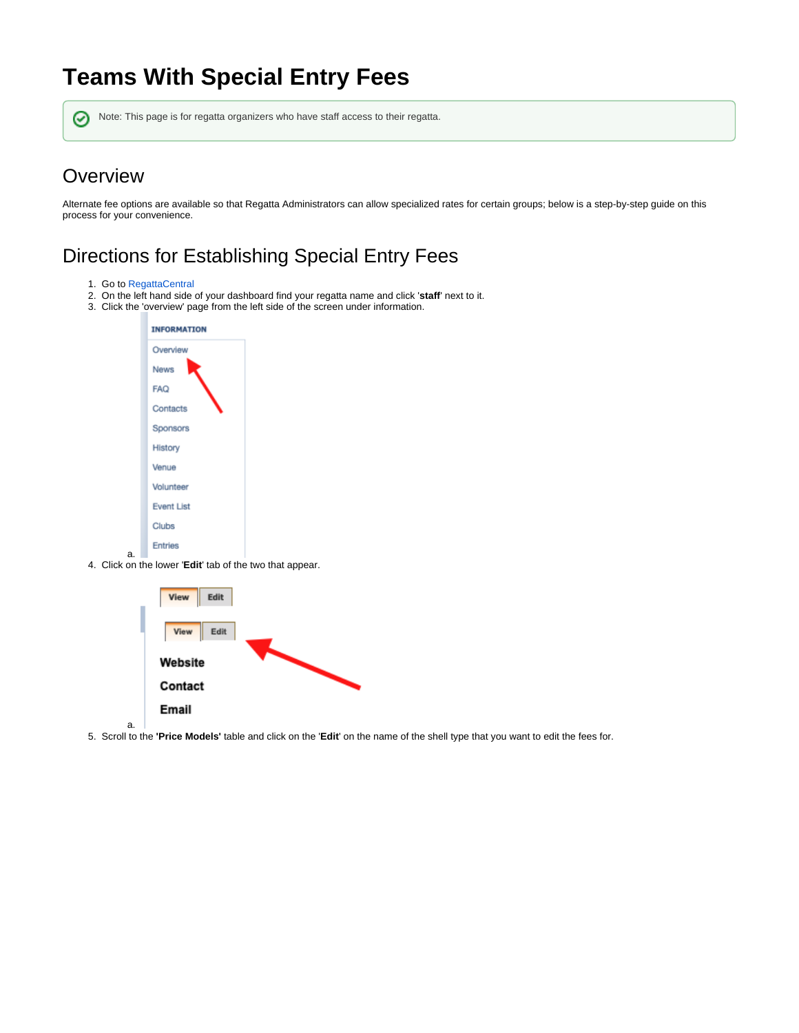# Teams With Special Entry Fees

Note: This page is for regatta organizers who have staff access to their regatta.

## Overview

Alternate fee options are available so that Regatta Administrators can allow specialized rates for certain groups; below is a step-by-step guide on this process for your convenience.

## Directions for Establishing Special Entry Fees

1. Go to RegattaCentral
2. On the left hand side of your dashboard find your regatta name and click '**staff**' next to it.
3. Click the 'overview' page from the left side of the screen under information.
    a.
4. Click on the lower '**Edit**' tab of the two that appear.
    a.
5. Scroll to the **'Price Models'** table and click on the '**Edit**' on the name of the shell type that you want to edit the fees for.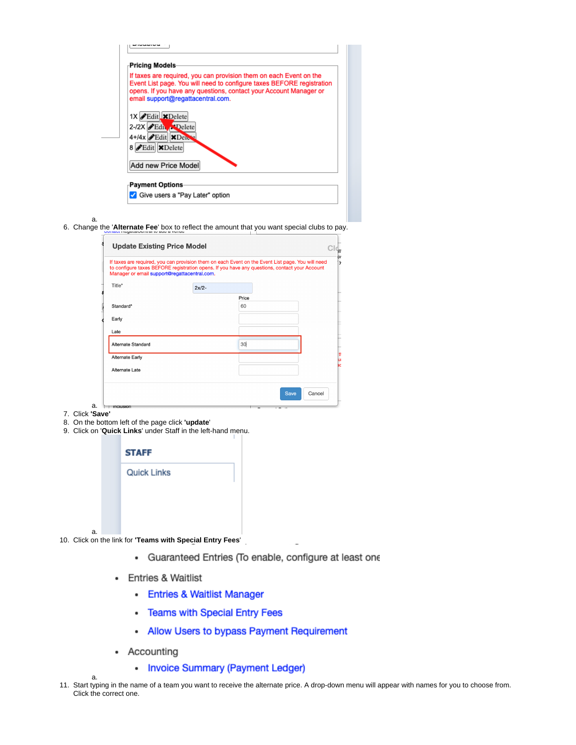a.

6. Change the '**Alternate Fee**' box to reflect the amount that you want special clubs to pay.

a.

7. Click **'Save'**
8. On the bottom left of the page click **'update**'
9. Click on '**Quick Links**' under Staff in the left-hand menu.

a.

10. Click on the link for '**Teams with Special Entry Fees**'

a.

11. Start typing in the name of a team you want to receive the alternate price. A drop-down menu will appear with names for you to choose from. Click the correct one.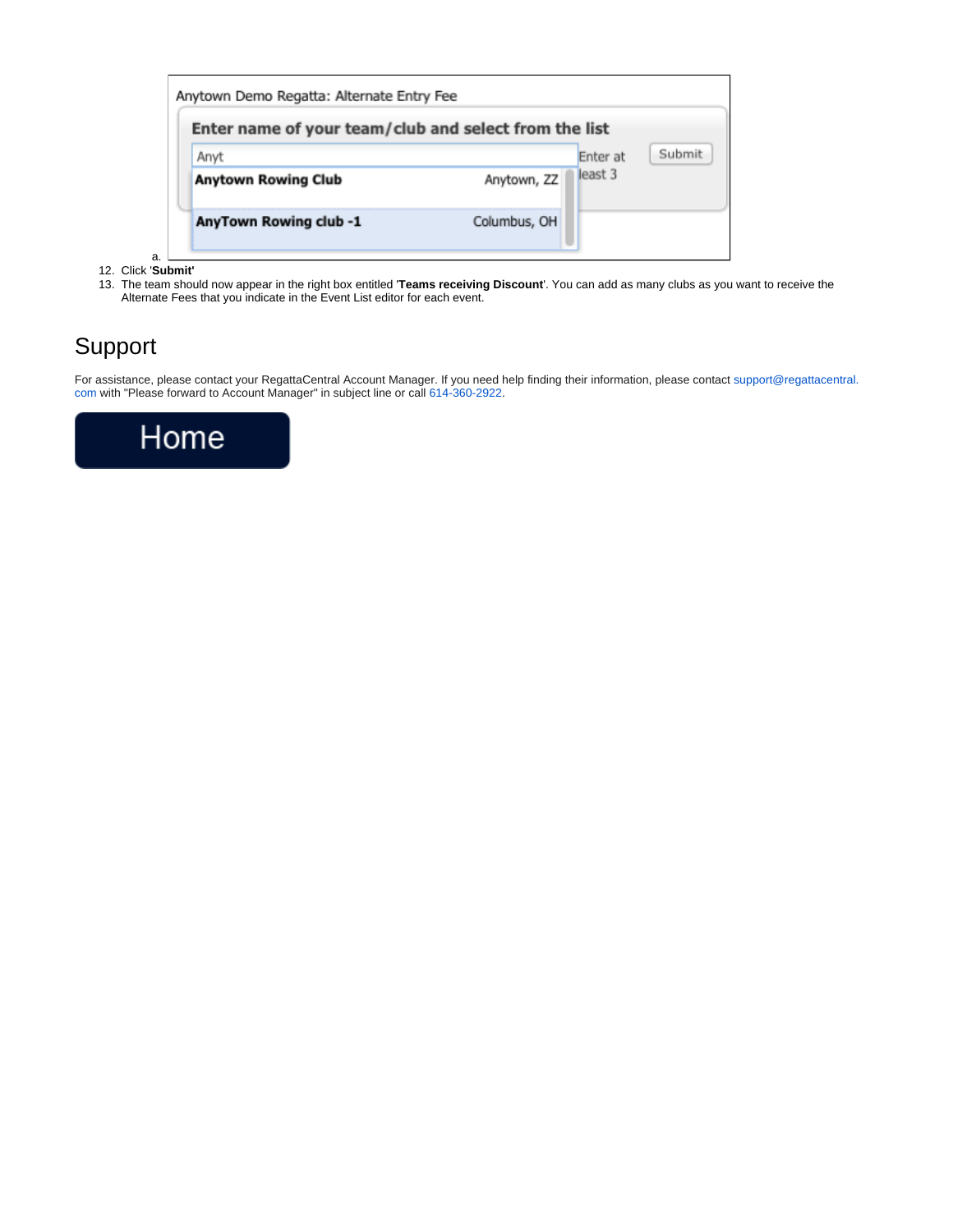a.

12. Click '**Submit'**
13. The team should now appear in the right box entitled '**Teams receiving Discount**'. You can add as many clubs as you want to receive the Alternate Fees that you indicate in the Event List editor for each event.

## Support

For assistance, please contact your RegattaCentral Account Manager. If you need help finding their information, please contact support@regattacentral.com with "Please forward to Account Manager" in subject line or call 614-360-2922.

Home